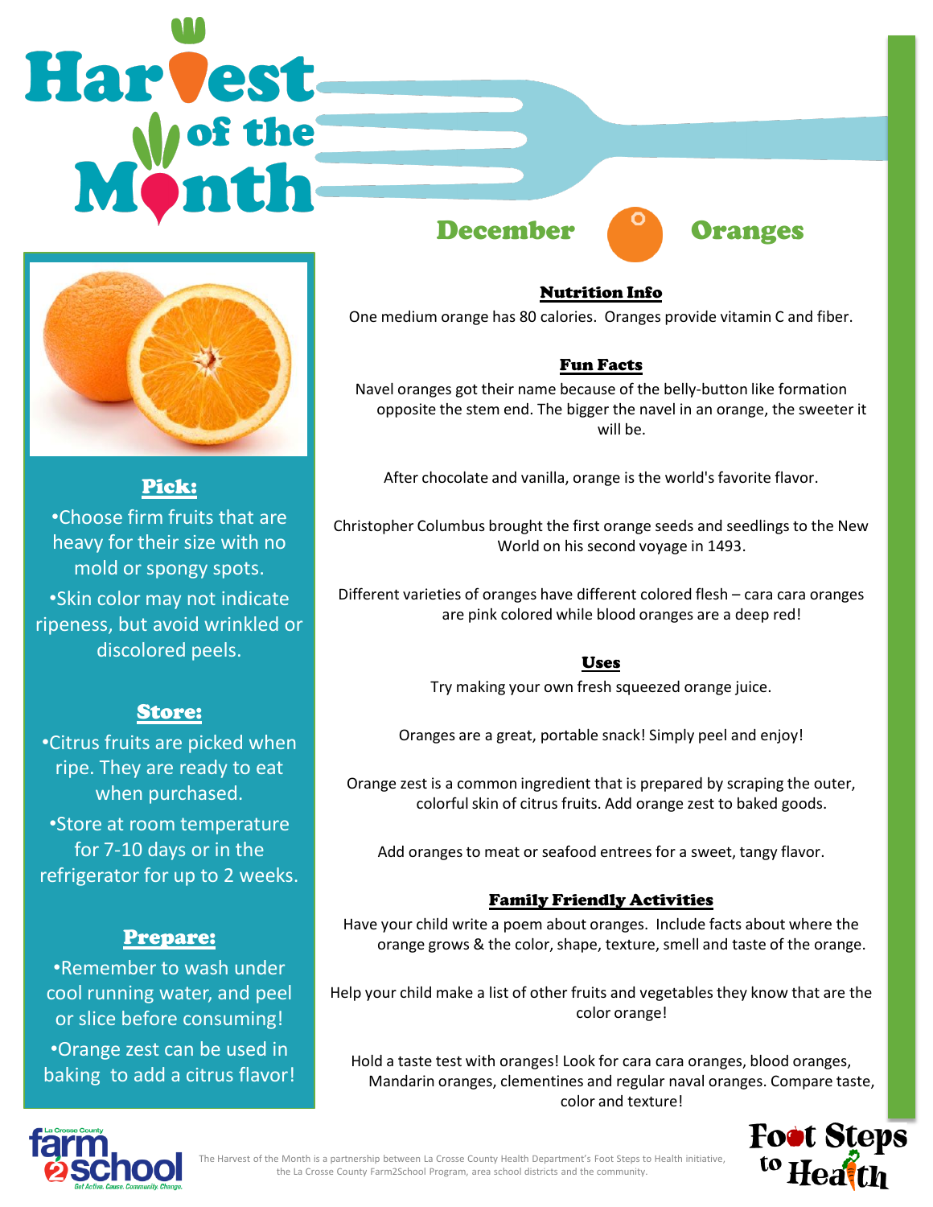# Harvest of the Month

## December — Oranges

### Pick:

- Choose firm fruits that are heavy for their size with no mold or spongy spots.
- Skin color may not indicate ripeness, but avoid wrinkled or discolored peels.

### Store:

- Citrus fruits are picked when ripe. They are ready to eat when purchased.
- Store at room temperature for 7-10 days or in the refrigerator for up to 2 weeks.

### Prepare:

- Remember to wash under cool running water, and peel or slice before consuming!
- Orange zest can be used in baking to add a citrus flavor!

### Nutrition Info

One medium orange has 80 calories. Oranges provide vitamin C and fiber.

### Fun Facts

Navel oranges got their name because of the belly-button like formation opposite the stem end. The bigger the navel in an orange, the sweeter it will be.

After chocolate and vanilla, orange is the world's favorite flavor.

Christopher Columbus brought the first orange seeds and seedlings to the New World on his second voyage in 1493.

Different varieties of oranges have different colored flesh – cara cara oranges are pink colored while blood oranges are a deep red!

### Uses

Try making your own fresh squeezed orange juice.

Oranges are a great, portable snack! Simply peel and enjoy!

Orange zest is a common ingredient that is prepared by scraping the outer, colorful skin of citrus fruits. Add orange zest to baked goods.

Add oranges to meat or seafood entrees for a sweet, tangy flavor.

### Family Friendly Activities

Have your child write a poem about oranges. Include facts about where the orange grows & the color, shape, texture, smell and taste of the orange.

Help your child make a list of other fruits and vegetables they know that are the color orange!

Hold a taste test with oranges! Look for cara cara oranges, blood oranges, Mandarin oranges, clementines and regular naval oranges. Compare taste, color and texture!

The Harvest of the Month is a partnership between La Crosse County Health Department's Foot Steps to Health initiative, the La Crosse County Farm2School Program, area school districts and the community.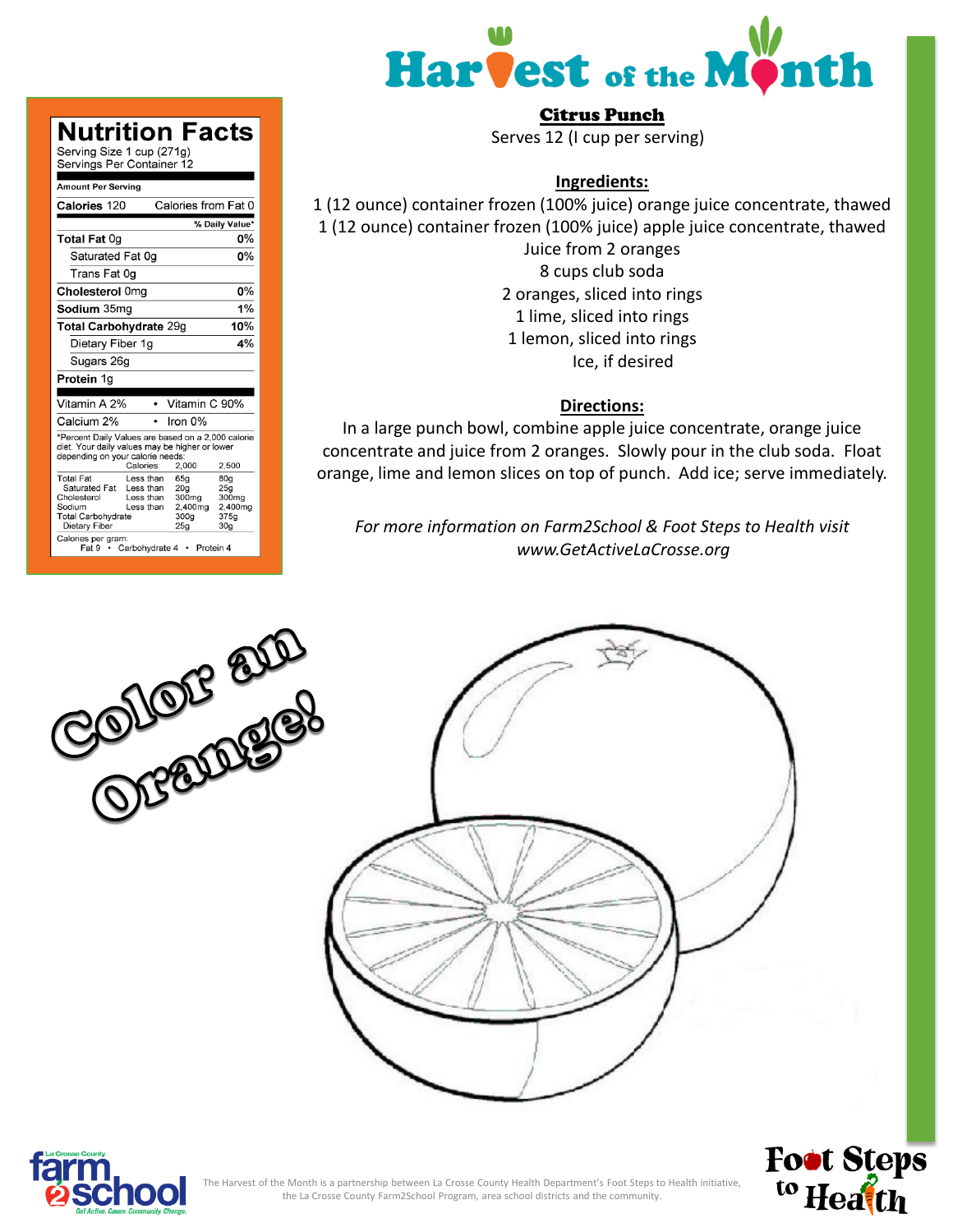# Harvest of the Month

## Citrus Punch

Serves 12 (I cup per serving)

### Ingredients:

1 (12 ounce) container frozen (100% juice) orange juice concentrate, thawed
1 (12 ounce) container frozen (100% juice) apple juice concentrate, thawed
Juice from 2 oranges
8 cups club soda
2 oranges, sliced into rings
1 lime, sliced into rings
1 lemon, sliced into rings
Ice, if desired

### Directions:

In a large punch bowl, combine apple juice concentrate, orange juice concentrate and juice from 2 oranges. Slowly pour in the club soda. Float orange, lime and lemon slices on top of punch. Add ice; serve immediately.

*For more information on Farm2School & Foot Steps to Health visit www.GetActiveLaCrosse.org*

## Nutrition Facts

Serving Size 1 cup (271g)
Servings Per Container 12

| Amount Per Serving | |
|---|---|
| Calories 120 | Calories from Fat 0 |
| | % Daily Value* |
| **Total Fat** 0g | 0% |
| Saturated Fat 0g | 0% |
| Trans Fat 0g | |
| **Cholesterol** 0mg | 0% |
| **Sodium** 35mg | 1% |
| **Total Carbohydrate** 29g | 10% |
| Dietary Fiber 1g | 4% |
| Sugars 26g | |
| **Protein** 1g | |
| Vitamin A 2% | Vitamin C 90% |
| Calcium 2% | Iron 0% |

*Percent Daily Values are based on a 2,000 calorie diet. Your daily values may be higher or lower depending on your calorie needs:

| | | 2,000 | 2,500 |
|---|---|---|---|
| | Calories: | 2,000 | 2,500 |
| Total Fat | Less than | 65g | 80g |
| Saturated Fat | Less than | 20g | 25g |
| Cholesterol | Less than | 300mg | 300mg |
| Sodium | Less than | 2,400mg | 2,400mg |
| Total Carbohydrate | | 300g | 375g |
| Dietary Fiber | | 25g | 30g |

Calories per gram:
Fat 9 • Carbohydrate 4 • Protein 4

**Color an Orange!**

La Crosse County farm 2 school — Get Active. Cause. Community. Change.

The Harvest of the Month is a partnership between La Crosse County Health Department's Foot Steps to Health initiative, the La Crosse County Farm2School Program, area school districts and the community.

Foot Steps to Health